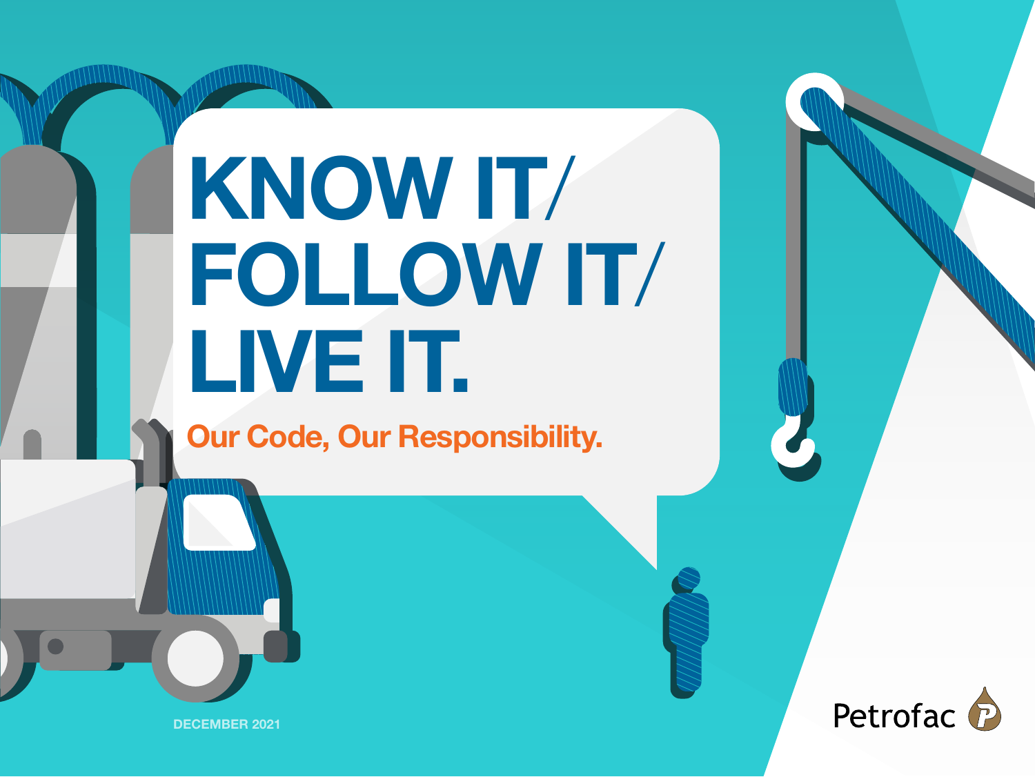# KNOW IT/ FOLLOW IT/ LIVE IT.

## Our Code, Our Responsibility.

DECEMBER 2021

Petrofac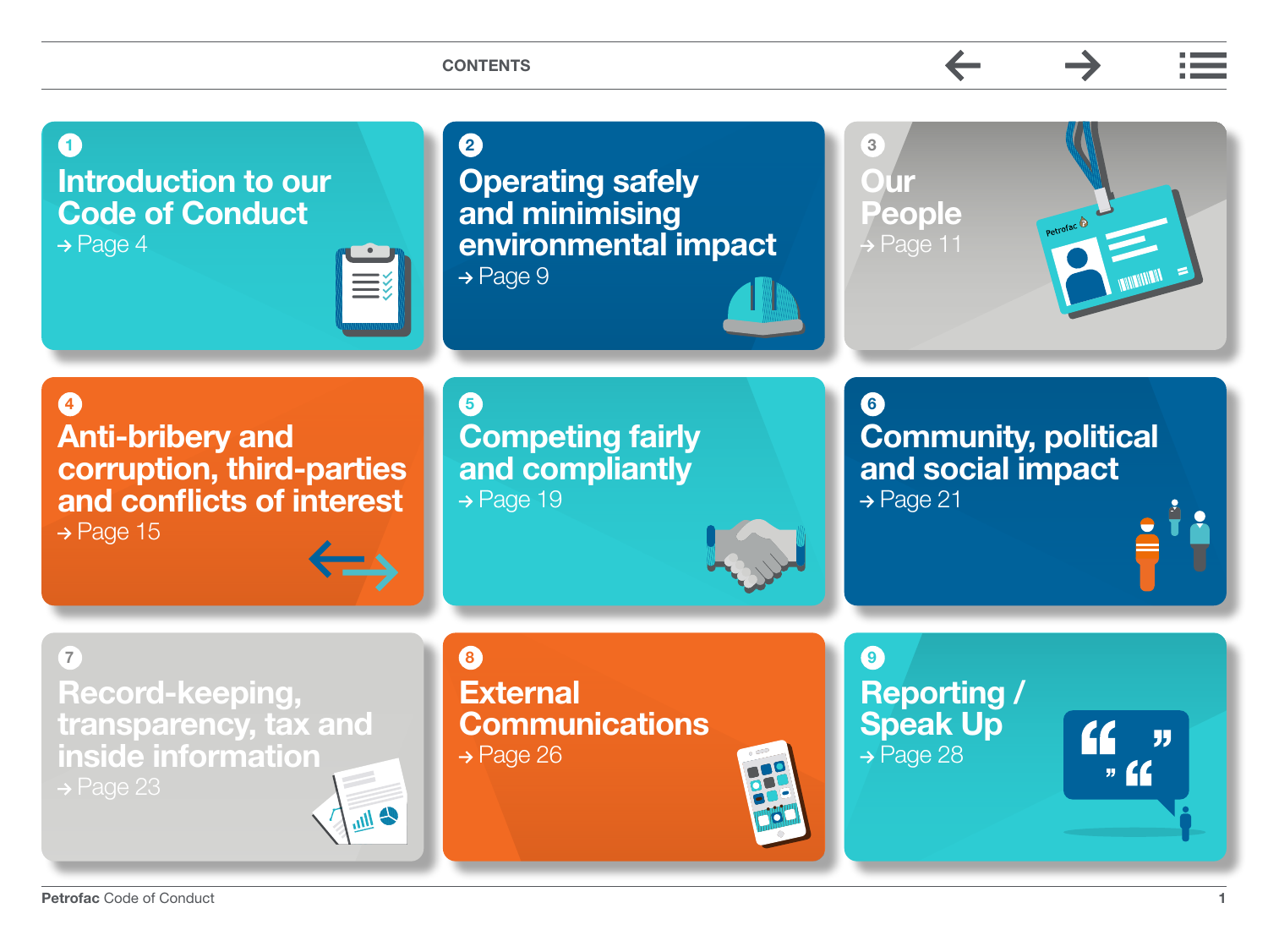# CONTENTS

1. **Introduction to our Code of Conduct** → Page 4
2. **Operating safely and minimising environmental impact** → Page 9
3. **Our People** → Page 11
4. **Anti-bribery and corruption, third-parties and conflicts of interest** → Page 15
5. **Competing fairly and compliantly** → Page 19
6. **Community, political and social impact** → Page 21
7. **Record-keeping, transparency, tax and inside information** → Page 23
8. **External Communications** → Page 26
9. **Reporting / Speak Up** → Page 28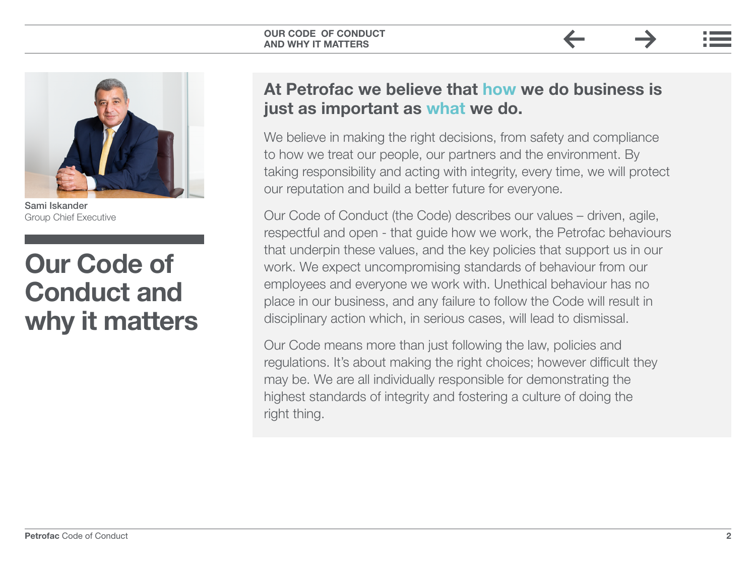Sami Iskander
Group Chief Executive

# Our Code of Conduct and why it matters

## At Petrofac we believe that how we do business is just as important as what we do.

We believe in making the right decisions, from safety and compliance to how we treat our people, our partners and the environment. By taking responsibility and acting with integrity, every time, we will protect our reputation and build a better future for everyone.

Our Code of Conduct (the Code) describes our values – driven, agile, respectful and open - that guide how we work, the Petrofac behaviours that underpin these values, and the key policies that support us in our work. We expect uncompromising standards of behaviour from our employees and everyone we work with. Unethical behaviour has no place in our business, and any failure to follow the Code will result in disciplinary action which, in serious cases, will lead to dismissal.

Our Code means more than just following the law, policies and regulations. It's about making the right choices; however difficult they may be. We are all individually responsible for demonstrating the highest standards of integrity and fostering a culture of doing the right thing.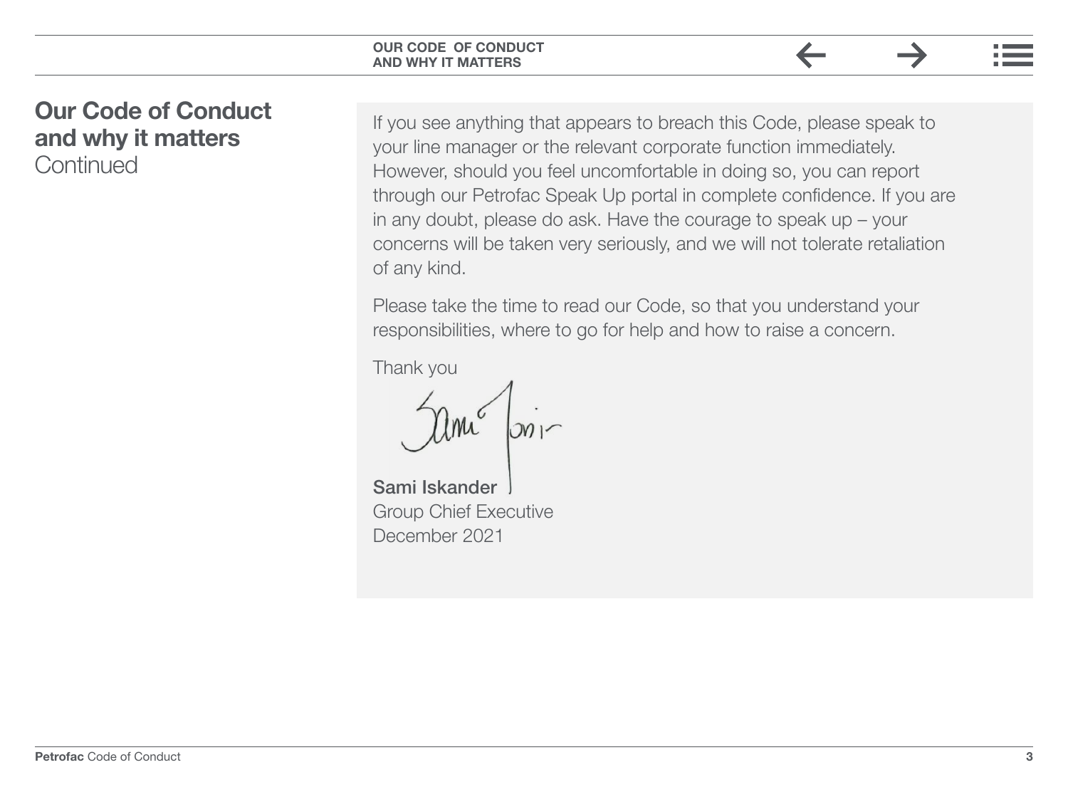# Our Code of Conduct and why it matters
Continued

If you see anything that appears to breach this Code, please speak to your line manager or the relevant corporate function immediately. However, should you feel uncomfortable in doing so, you can report through our Petrofac Speak Up portal in complete confidence. If you are in any doubt, please do ask. Have the courage to speak up – your concerns will be taken very seriously, and we will not tolerate retaliation of any kind.

Please take the time to read our Code, so that you understand your responsibilities, where to go for help and how to raise a concern.

Thank you

**Sami Iskander**
Group Chief Executive
December 2021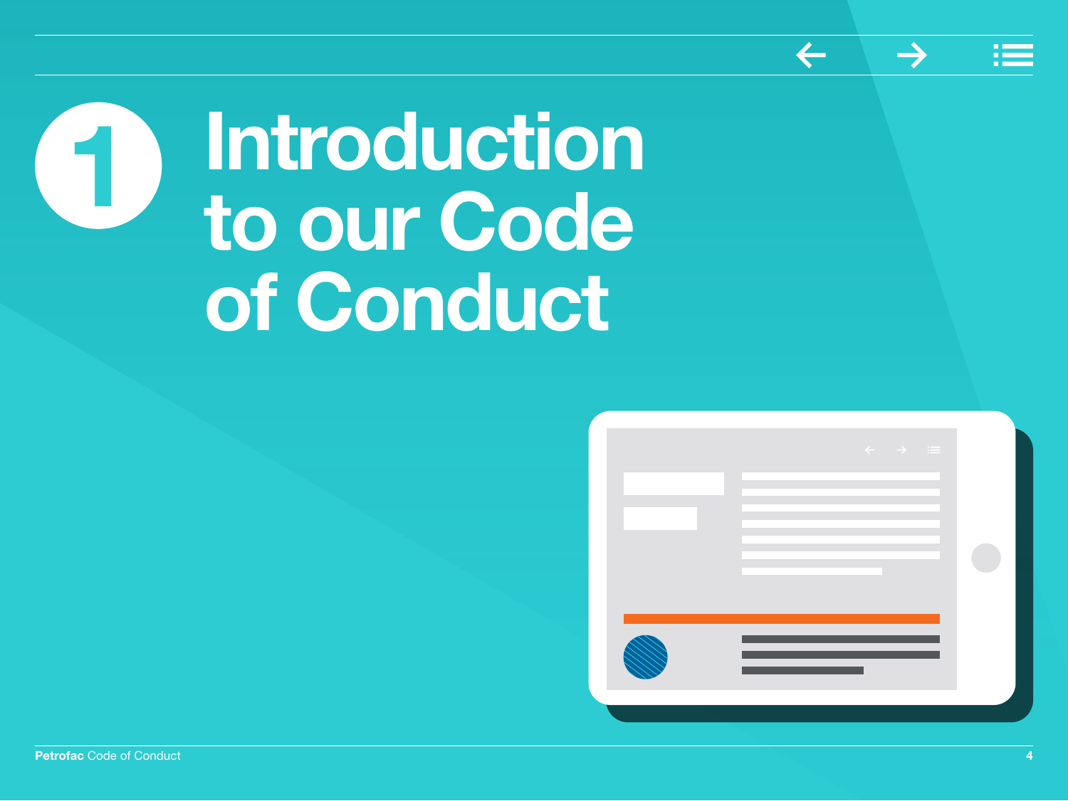# 1 Introduction to our Code of Conduct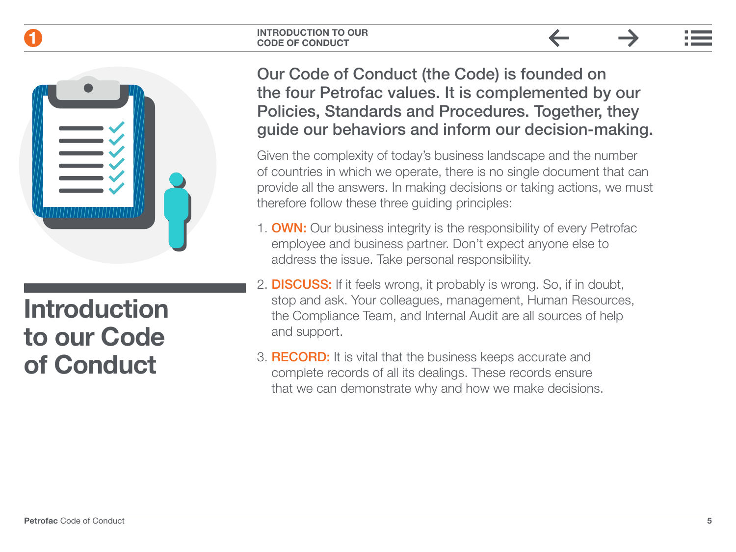# Introduction to our Code of Conduct

**Our Code of Conduct (the Code) is founded on the four Petrofac values. It is complemented by our Policies, Standards and Procedures. Together, they guide our behaviors and inform our decision-making.**

Given the complexity of today's business landscape and the number of countries in which we operate, there is no single document that can provide all the answers. In making decisions or taking actions, we must therefore follow these three guiding principles:

1. **OWN:** Our business integrity is the responsibility of every Petrofac employee and business partner. Don't expect anyone else to address the issue. Take personal responsibility.
2. **DISCUSS:** If it feels wrong, it probably is wrong. So, if in doubt, stop and ask. Your colleagues, management, Human Resources, the Compliance Team, and Internal Audit are all sources of help and support.
3. **RECORD:** It is vital that the business keeps accurate and complete records of all its dealings. These records ensure that we can demonstrate why and how we make decisions.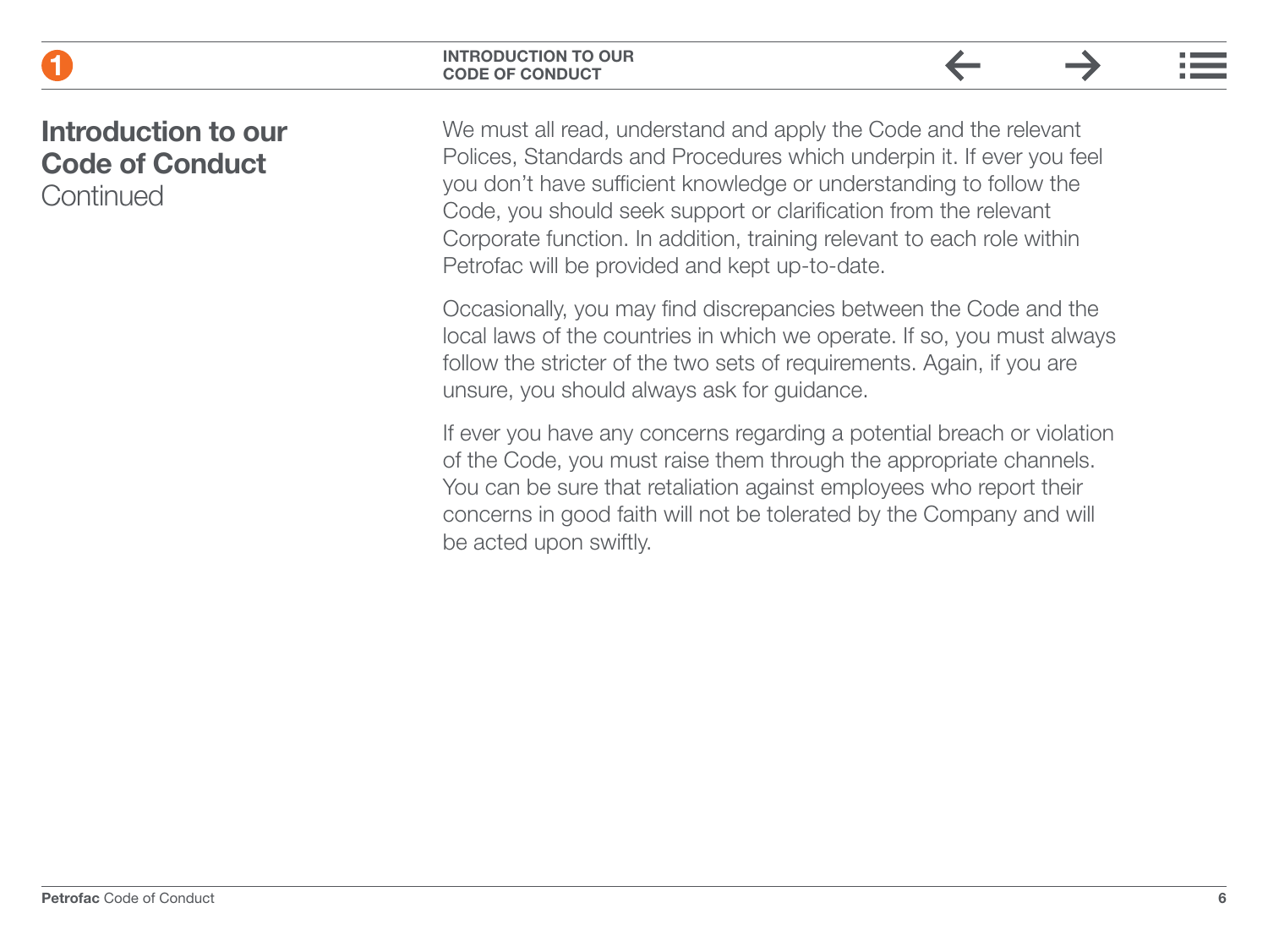## Introduction to our Code of Conduct
Continued

We must all read, understand and apply the Code and the relevant Polices, Standards and Procedures which underpin it. If ever you feel you don't have sufficient knowledge or understanding to follow the Code, you should seek support or clarification from the relevant Corporate function. In addition, training relevant to each role within Petrofac will be provided and kept up-to-date.

Occasionally, you may find discrepancies between the Code and the local laws of the countries in which we operate. If so, you must always follow the stricter of the two sets of requirements. Again, if you are unsure, you should always ask for guidance.

If ever you have any concerns regarding a potential breach or violation of the Code, you must raise them through the appropriate channels. You can be sure that retaliation against employees who report their concerns in good faith will not be tolerated by the Company and will be acted upon swiftly.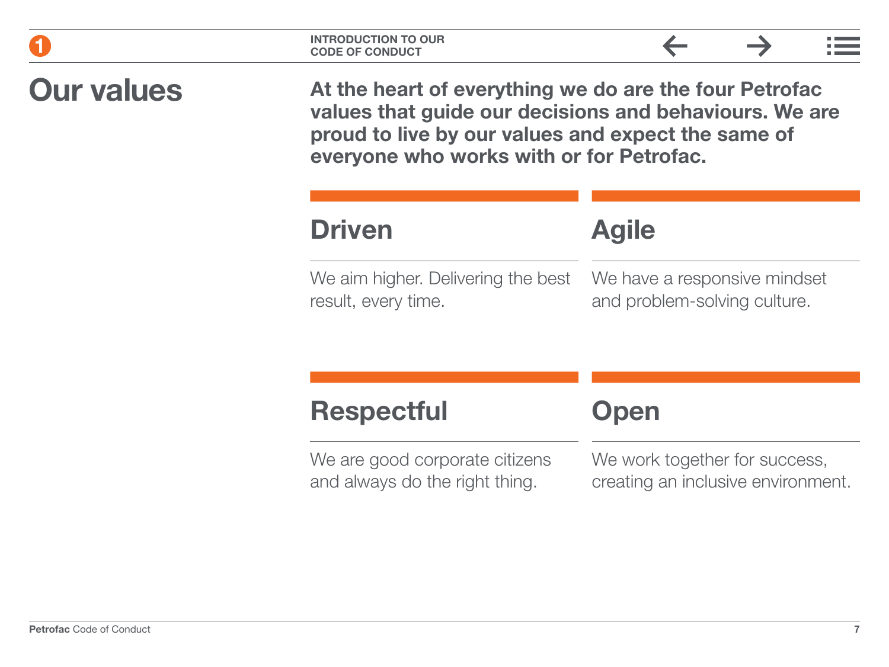# Our values

**At the heart of everything we do are the four Petrofac values that guide our decisions and behaviours. We are proud to live by our values and expect the same of everyone who works with or for Petrofac.**

## Driven

We aim higher. Delivering the best result, every time.

## Agile

We have a responsive mindset and problem-solving culture.

## Respectful

We are good corporate citizens and always do the right thing.

## Open

We work together for success, creating an inclusive environment.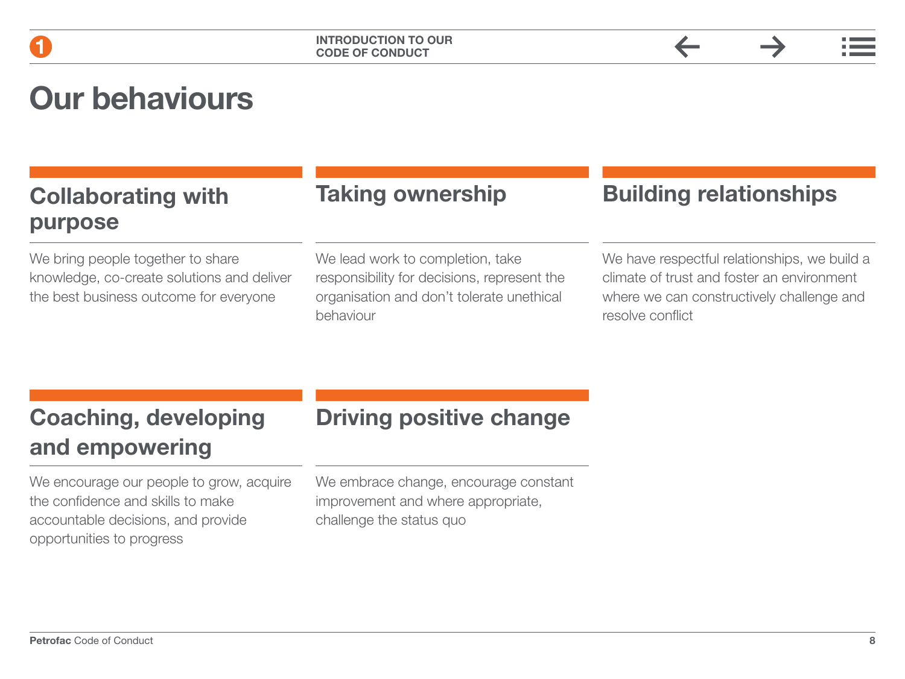# Our behaviours

## Collaborating with purpose

We bring people together to share knowledge, co-create solutions and deliver the best business outcome for everyone

## Taking ownership

We lead work to completion, take responsibility for decisions, represent the organisation and don't tolerate unethical behaviour

## Building relationships

We have respectful relationships, we build a climate of trust and foster an environment where we can constructively challenge and resolve conflict

## Coaching, developing and empowering

We encourage our people to grow, acquire the confidence and skills to make accountable decisions, and provide opportunities to progress

## Driving positive change

We embrace change, encourage constant improvement and where appropriate, challenge the status quo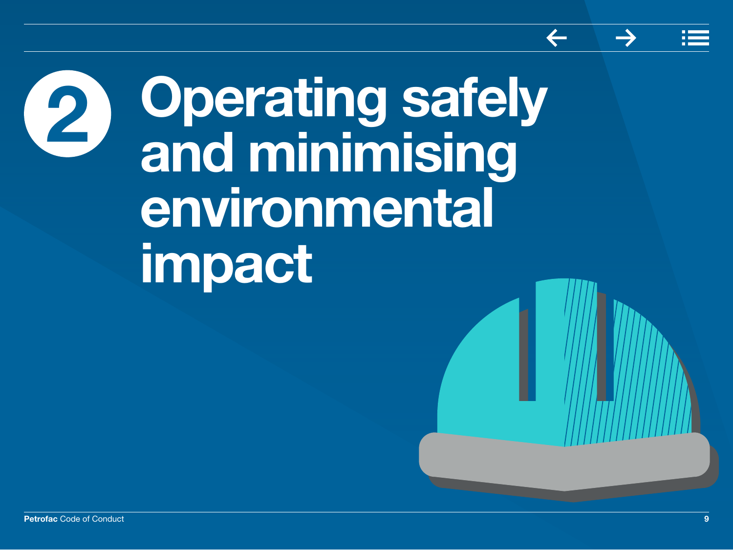# 2 Operating safely and minimising environmental impact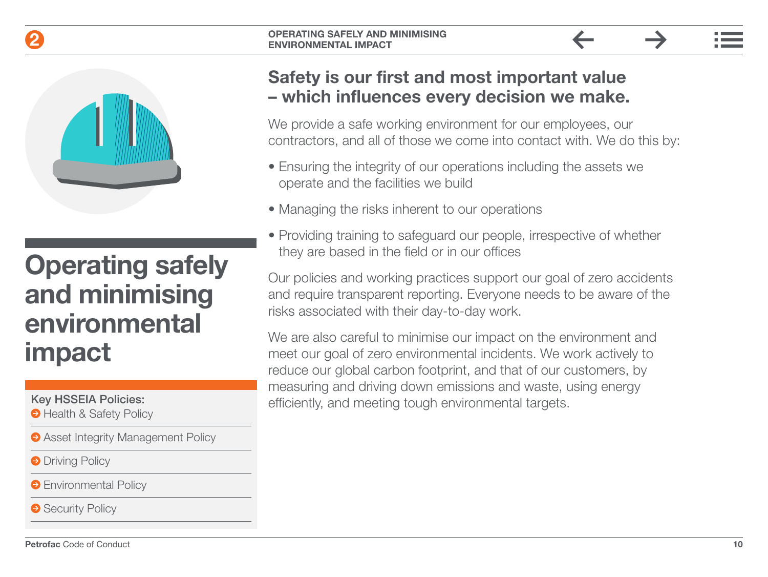# Operating safely and minimising environmental impact

**Key HSSEIA Policies:**

- Health & Safety Policy
- Asset Integrity Management Policy
- Driving Policy
- Environmental Policy
- Security Policy

## Safety is our first and most important value – which influences every decision we make.

We provide a safe working environment for our employees, our contractors, and all of those we come into contact with. We do this by:

- Ensuring the integrity of our operations including the assets we operate and the facilities we build
- Managing the risks inherent to our operations
- Providing training to safeguard our people, irrespective of whether they are based in the field or in our offices

Our policies and working practices support our goal of zero accidents and require transparent reporting. Everyone needs to be aware of the risks associated with their day-to-day work.

We are also careful to minimise our impact on the environment and meet our goal of zero environmental incidents. We work actively to reduce our global carbon footprint, and that of our customers, by measuring and driving down emissions and waste, using energy efficiently, and meeting tough environmental targets.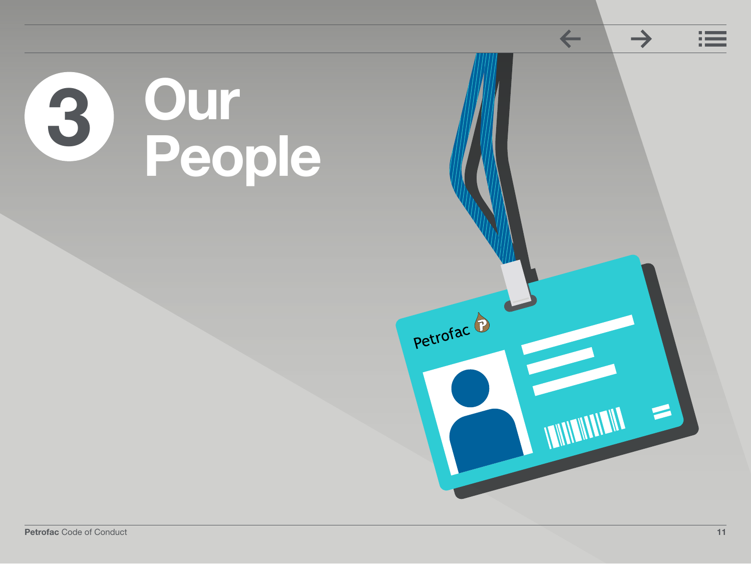# 3 Our People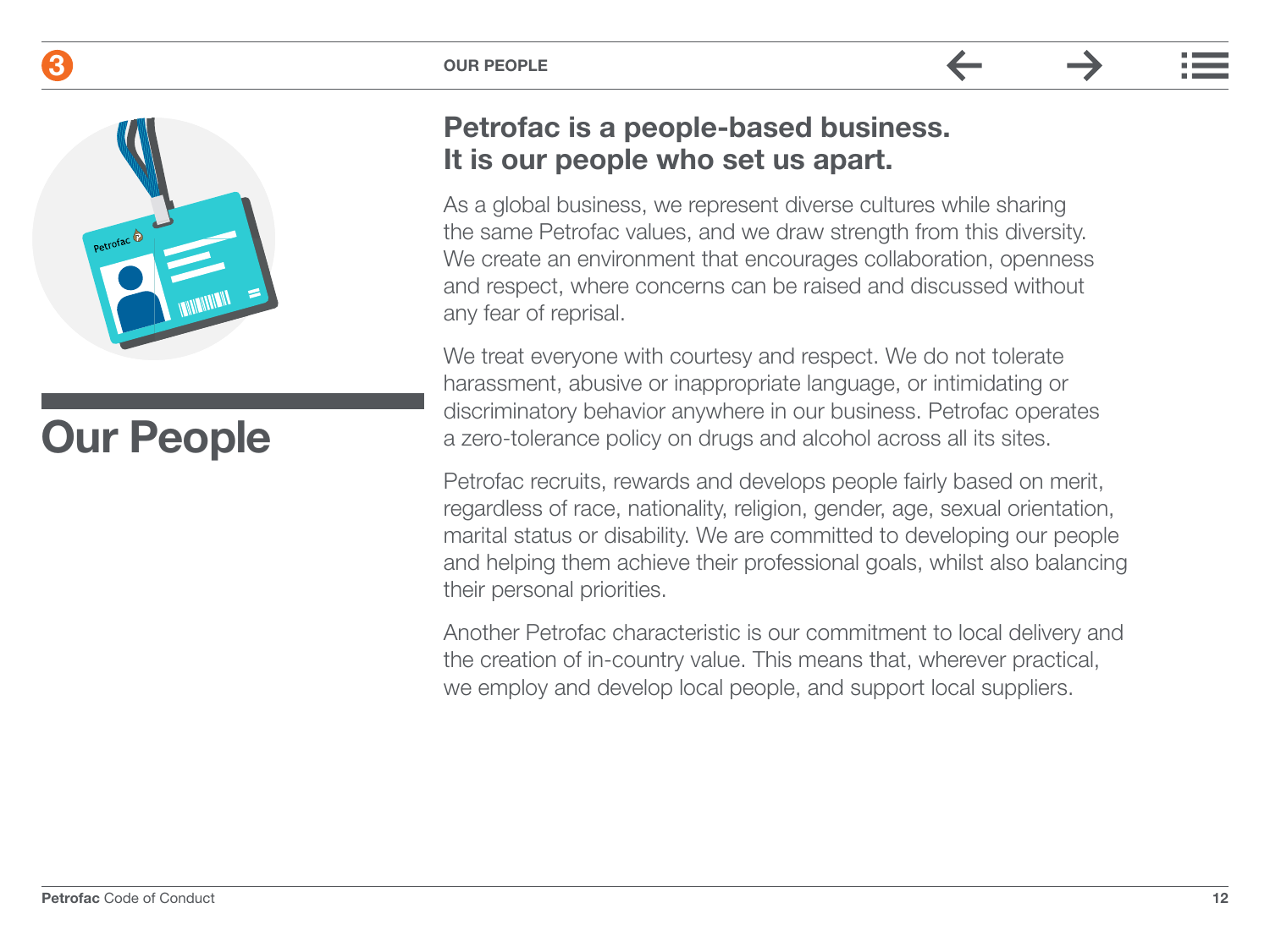# Our People

## Petrofac is a people-based business. It is our people who set us apart.

As a global business, we represent diverse cultures while sharing the same Petrofac values, and we draw strength from this diversity. We create an environment that encourages collaboration, openness and respect, where concerns can be raised and discussed without any fear of reprisal.

We treat everyone with courtesy and respect. We do not tolerate harassment, abusive or inappropriate language, or intimidating or discriminatory behavior anywhere in our business. Petrofac operates a zero-tolerance policy on drugs and alcohol across all its sites.

Petrofac recruits, rewards and develops people fairly based on merit, regardless of race, nationality, religion, gender, age, sexual orientation, marital status or disability. We are committed to developing our people and helping them achieve their professional goals, whilst also balancing their personal priorities.

Another Petrofac characteristic is our commitment to local delivery and the creation of in-country value. This means that, wherever practical, we employ and develop local people, and support local suppliers.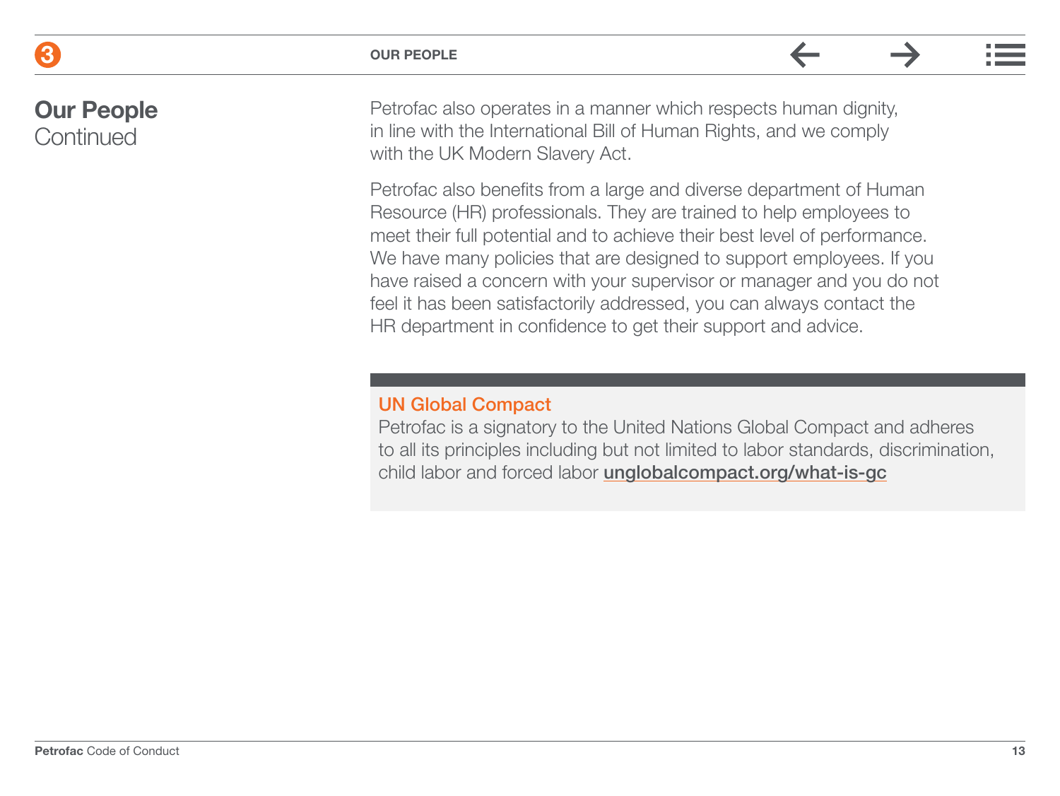## Our People
Continued

Petrofac also operates in a manner which respects human dignity, in line with the International Bill of Human Rights, and we comply with the UK Modern Slavery Act.

Petrofac also benefits from a large and diverse department of Human Resource (HR) professionals. They are trained to help employees to meet their full potential and to achieve their best level of performance. We have many policies that are designed to support employees. If you have raised a concern with your supervisor or manager and you do not feel it has been satisfactorily addressed, you can always contact the HR department in confidence to get their support and advice.

### UN Global Compact

Petrofac is a signatory to the United Nations Global Compact and adheres to all its principles including but not limited to labor standards, discrimination, child labor and forced labor **unglobalcompact.org/what-is-gc**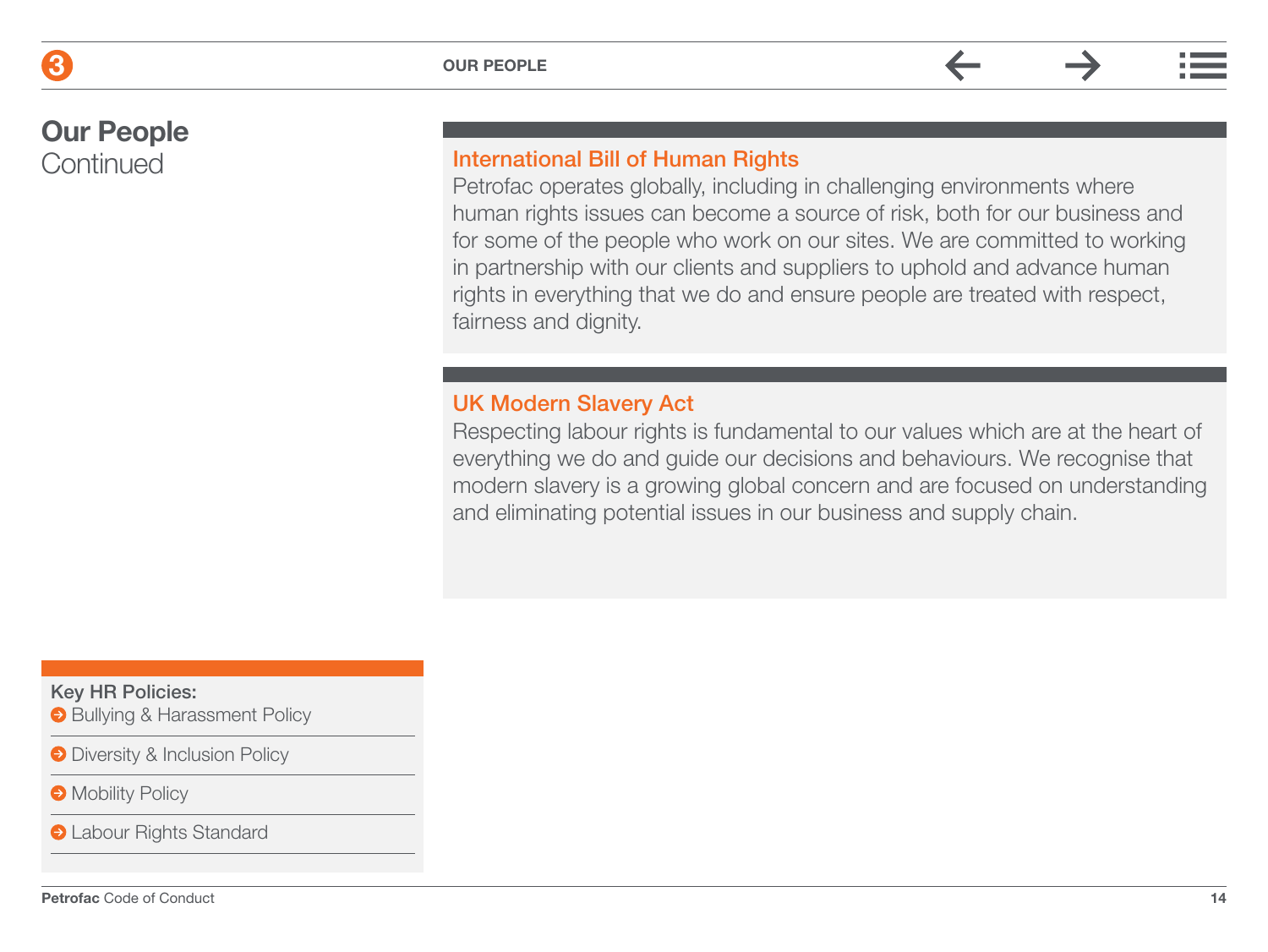# Our People
Continued

## International Bill of Human Rights

Petrofac operates globally, including in challenging environments where human rights issues can become a source of risk, both for our business and for some of the people who work on our sites. We are committed to working in partnership with our clients and suppliers to uphold and advance human rights in everything that we do and ensure people are treated with respect, fairness and dignity.

## UK Modern Slavery Act

Respecting labour rights is fundamental to our values which are at the heart of everything we do and guide our decisions and behaviours. We recognise that modern slavery is a growing global concern and are focused on understanding and eliminating potential issues in our business and supply chain.

**Key HR Policies:**

- Bullying & Harassment Policy
- Diversity & Inclusion Policy
- Mobility Policy
- Labour Rights Standard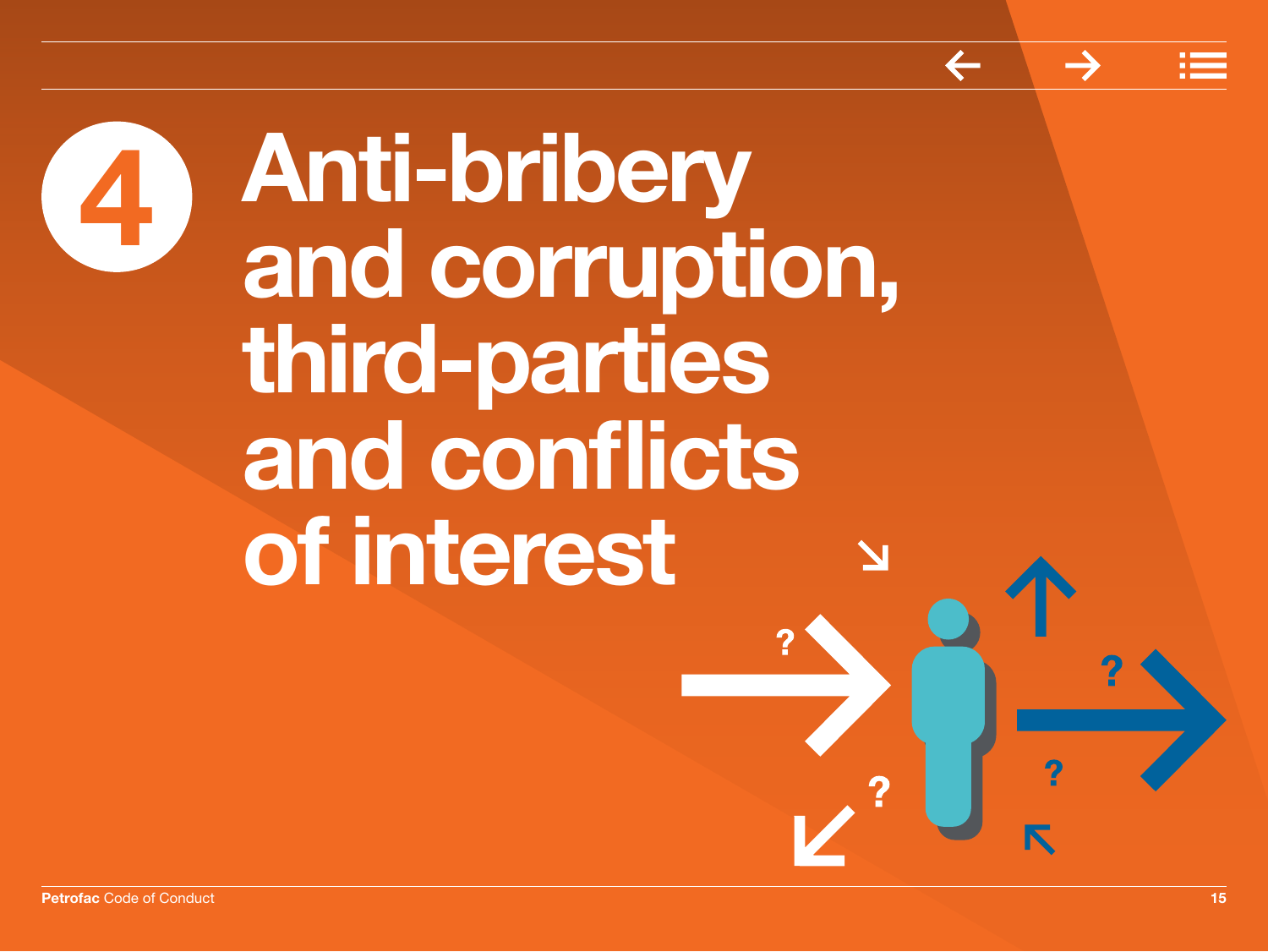# 4 Anti-bribery and corruption, third-parties and conflicts of interest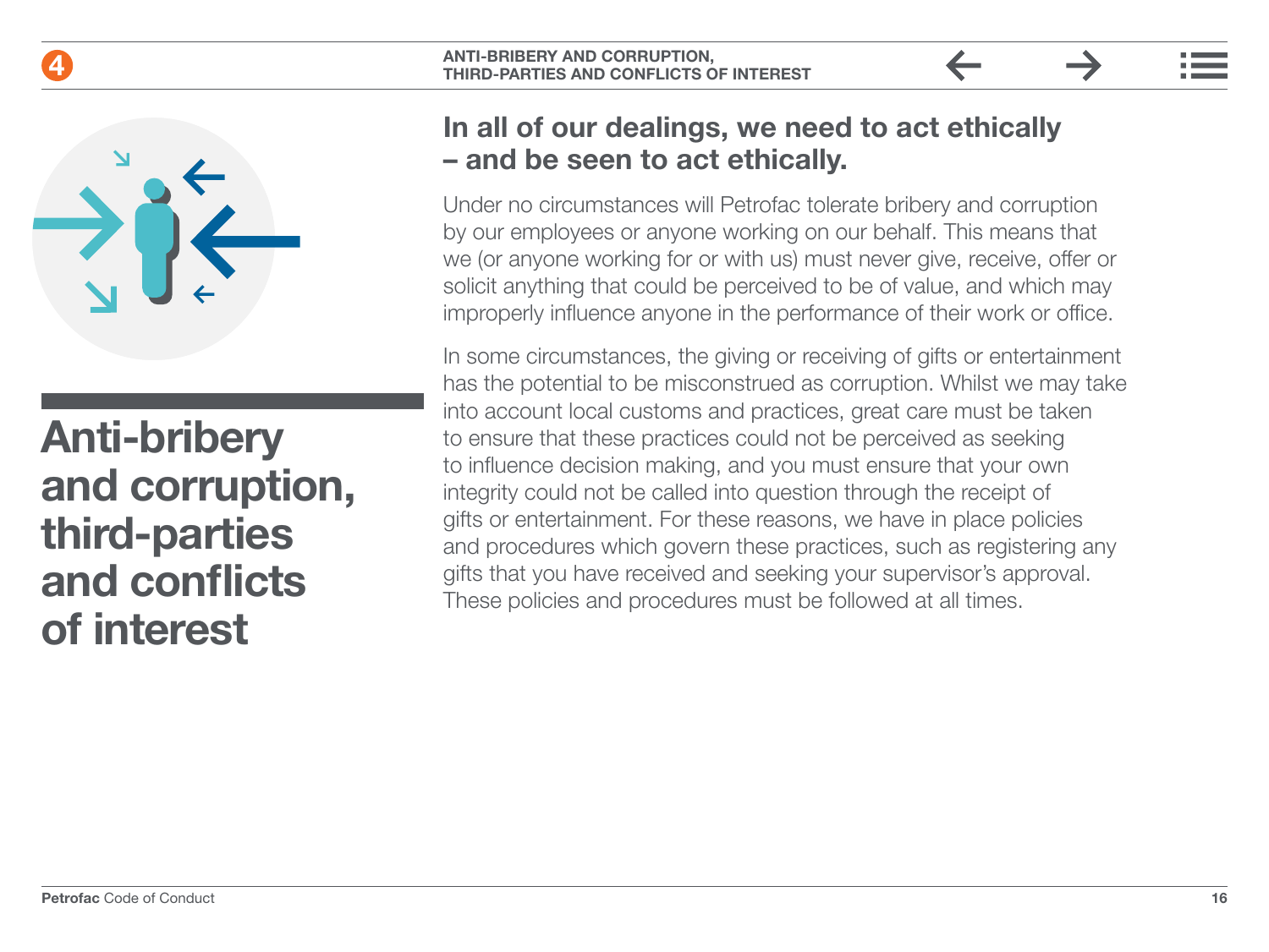# Anti-bribery and corruption, third-parties and conflicts of interest

## In all of our dealings, we need to act ethically – and be seen to act ethically.

Under no circumstances will Petrofac tolerate bribery and corruption by our employees or anyone working on our behalf. This means that we (or anyone working for or with us) must never give, receive, offer or solicit anything that could be perceived to be of value, and which may improperly influence anyone in the performance of their work or office.

In some circumstances, the giving or receiving of gifts or entertainment has the potential to be misconstrued as corruption. Whilst we may take into account local customs and practices, great care must be taken to ensure that these practices could not be perceived as seeking to influence decision making, and you must ensure that your own integrity could not be called into question through the receipt of gifts or entertainment. For these reasons, we have in place policies and procedures which govern these practices, such as registering any gifts that you have received and seeking your supervisor's approval. These policies and procedures must be followed at all times.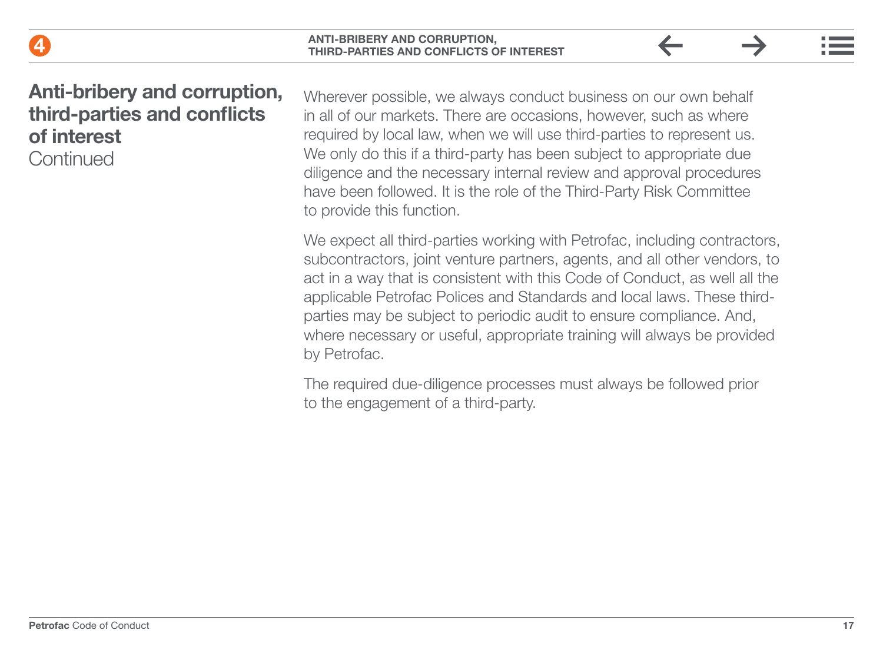# Anti-bribery and corruption, third-parties and conflicts of interest
Continued

Wherever possible, we always conduct business on our own behalf in all of our markets. There are occasions, however, such as where required by local law, when we will use third-parties to represent us. We only do this if a third-party has been subject to appropriate due diligence and the necessary internal review and approval procedures have been followed. It is the role of the Third-Party Risk Committee to provide this function.

We expect all third-parties working with Petrofac, including contractors, subcontractors, joint venture partners, agents, and all other vendors, to act in a way that is consistent with this Code of Conduct, as well all the applicable Petrofac Polices and Standards and local laws. These third-parties may be subject to periodic audit to ensure compliance. And, where necessary or useful, appropriate training will always be provided by Petrofac.

The required due-diligence processes must always be followed prior to the engagement of a third-party.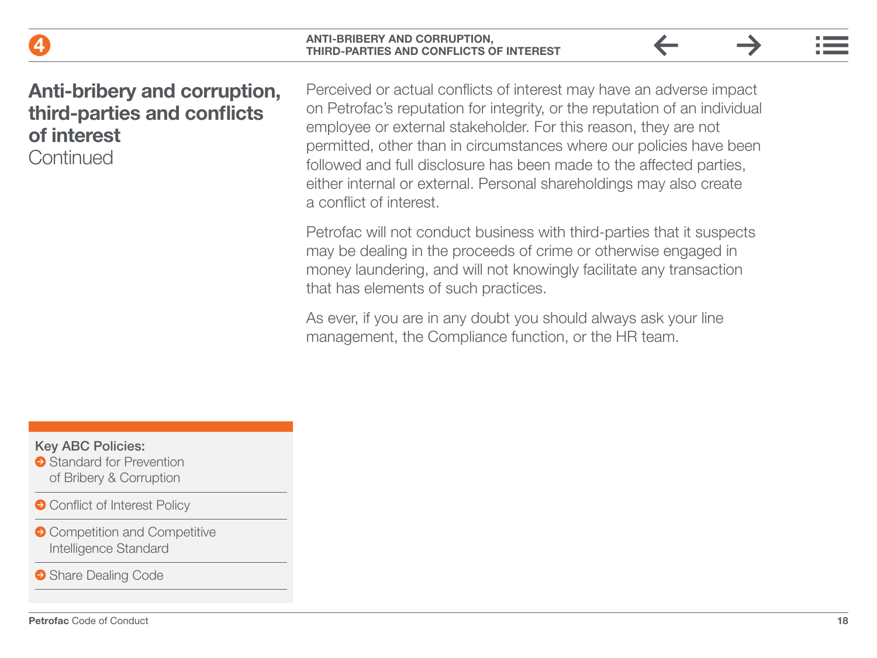## Anti-bribery and corruption, third-parties and conflicts of interest
Continued

Perceived or actual conflicts of interest may have an adverse impact on Petrofac's reputation for integrity, or the reputation of an individual employee or external stakeholder. For this reason, they are not permitted, other than in circumstances where our policies have been followed and full disclosure has been made to the affected parties, either internal or external. Personal shareholdings may also create a conflict of interest.

Petrofac will not conduct business with third-parties that it suspects may be dealing in the proceeds of crime or otherwise engaged in money laundering, and will not knowingly facilitate any transaction that has elements of such practices.

As ever, if you are in any doubt you should always ask your line management, the Compliance function, or the HR team.

**Key ABC Policies:**

- Standard for Prevention of Bribery & Corruption
- Conflict of Interest Policy
- Competition and Competitive Intelligence Standard
- Share Dealing Code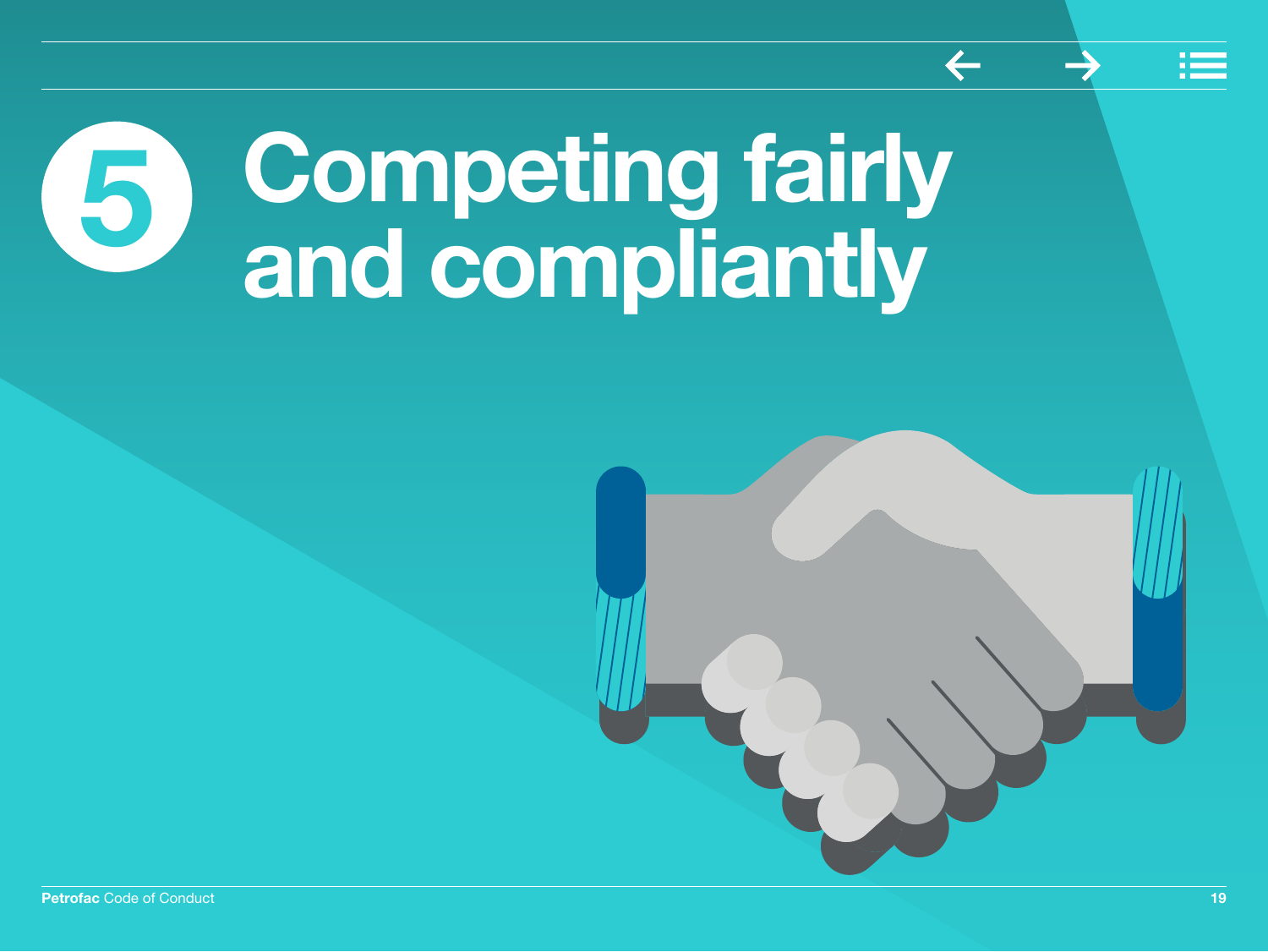# 5 Competing fairly and compliantly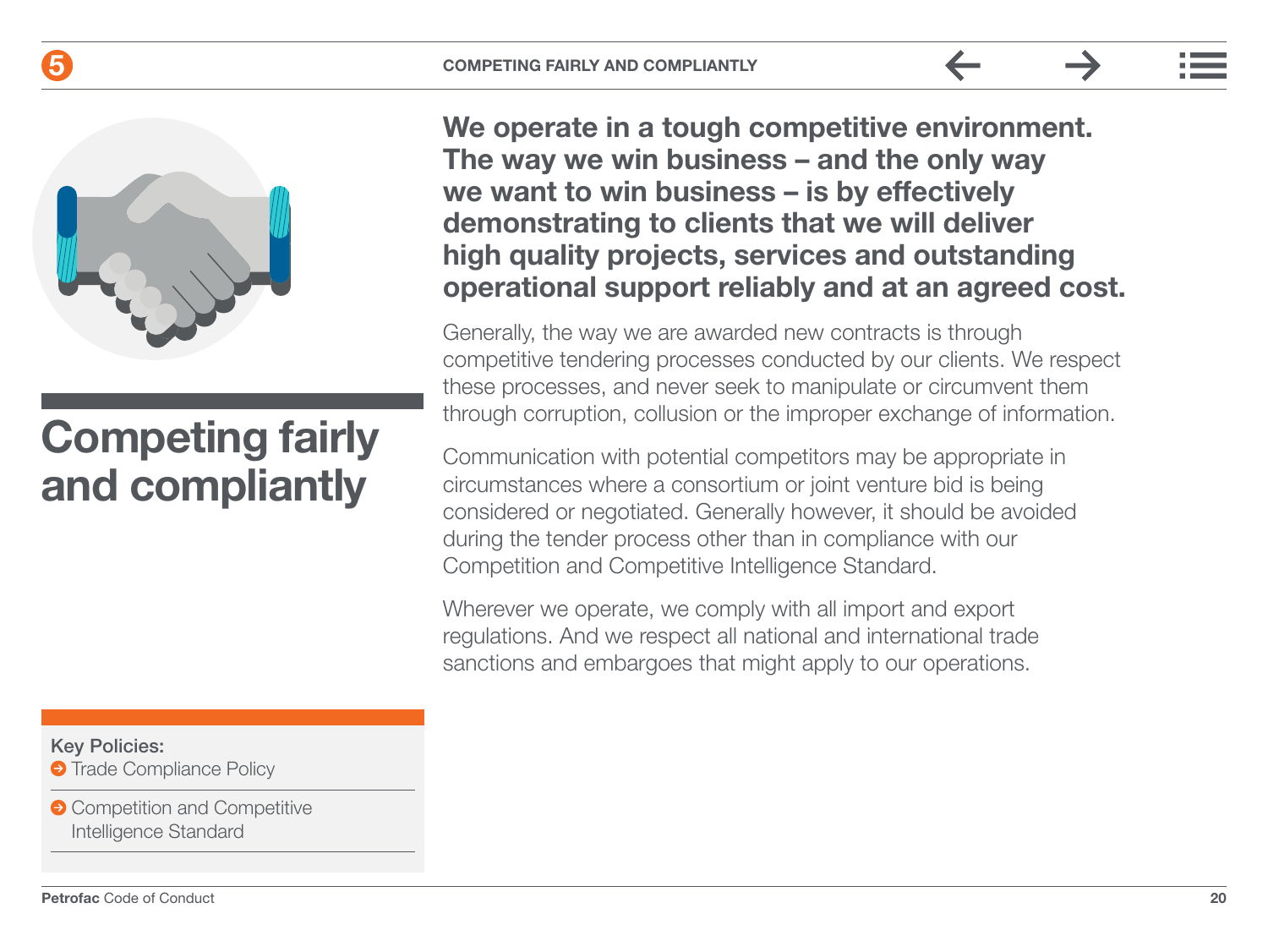# Competing fairly and compliantly

**We operate in a tough competitive environment. The way we win business – and the only way we want to win business – is by effectively demonstrating to clients that we will deliver high quality projects, services and outstanding operational support reliably and at an agreed cost.**

Generally, the way we are awarded new contracts is through competitive tendering processes conducted by our clients. We respect these processes, and never seek to manipulate or circumvent them through corruption, collusion or the improper exchange of information.

Communication with potential competitors may be appropriate in circumstances where a consortium or joint venture bid is being considered or negotiated. Generally however, it should be avoided during the tender process other than in compliance with our Competition and Competitive Intelligence Standard.

Wherever we operate, we comply with all import and export regulations. And we respect all national and international trade sanctions and embargoes that might apply to our operations.

**Key Policies:**

- Trade Compliance Policy
- Competition and Competitive Intelligence Standard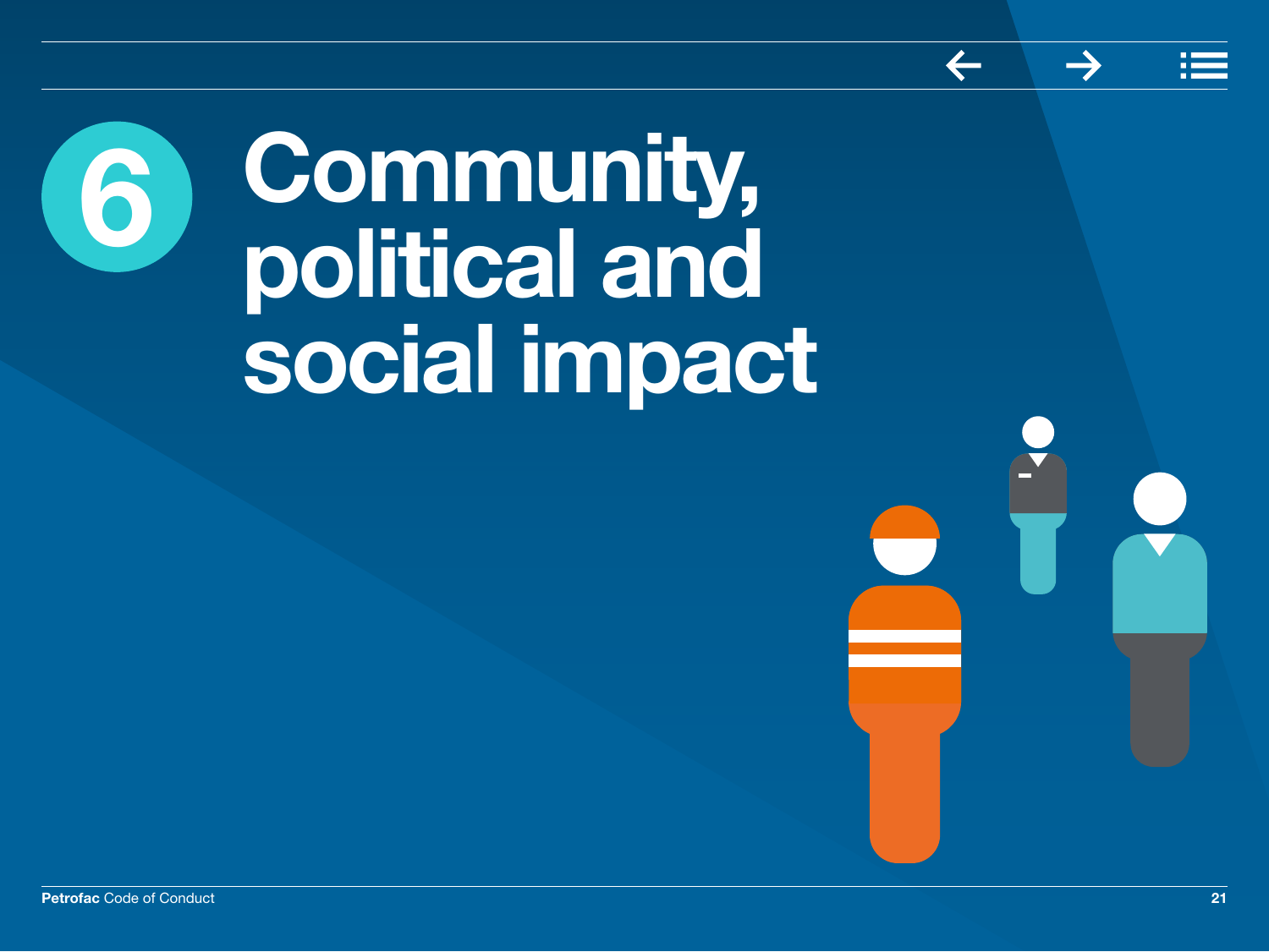# 6 Community, political and social impact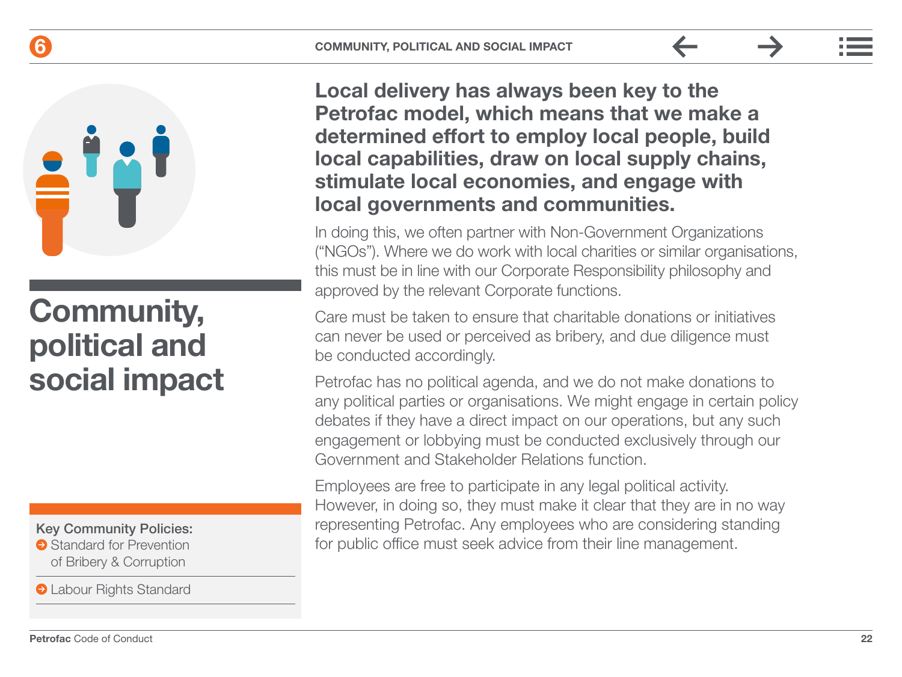# Community, political and social impact

**Key Community Policies:**

- Standard for Prevention of Bribery & Corruption
- Labour Rights Standard

**Local delivery has always been key to the Petrofac model, which means that we make a determined effort to employ local people, build local capabilities, draw on local supply chains, stimulate local economies, and engage with local governments and communities.**

In doing this, we often partner with Non-Government Organizations ("NGOs"). Where we do work with local charities or similar organisations, this must be in line with our Corporate Responsibility philosophy and approved by the relevant Corporate functions.

Care must be taken to ensure that charitable donations or initiatives can never be used or perceived as bribery, and due diligence must be conducted accordingly.

Petrofac has no political agenda, and we do not make donations to any political parties or organisations. We might engage in certain policy debates if they have a direct impact on our operations, but any such engagement or lobbying must be conducted exclusively through our Government and Stakeholder Relations function.

Employees are free to participate in any legal political activity. However, in doing so, they must make it clear that they are in no way representing Petrofac. Any employees who are considering standing for public office must seek advice from their line management.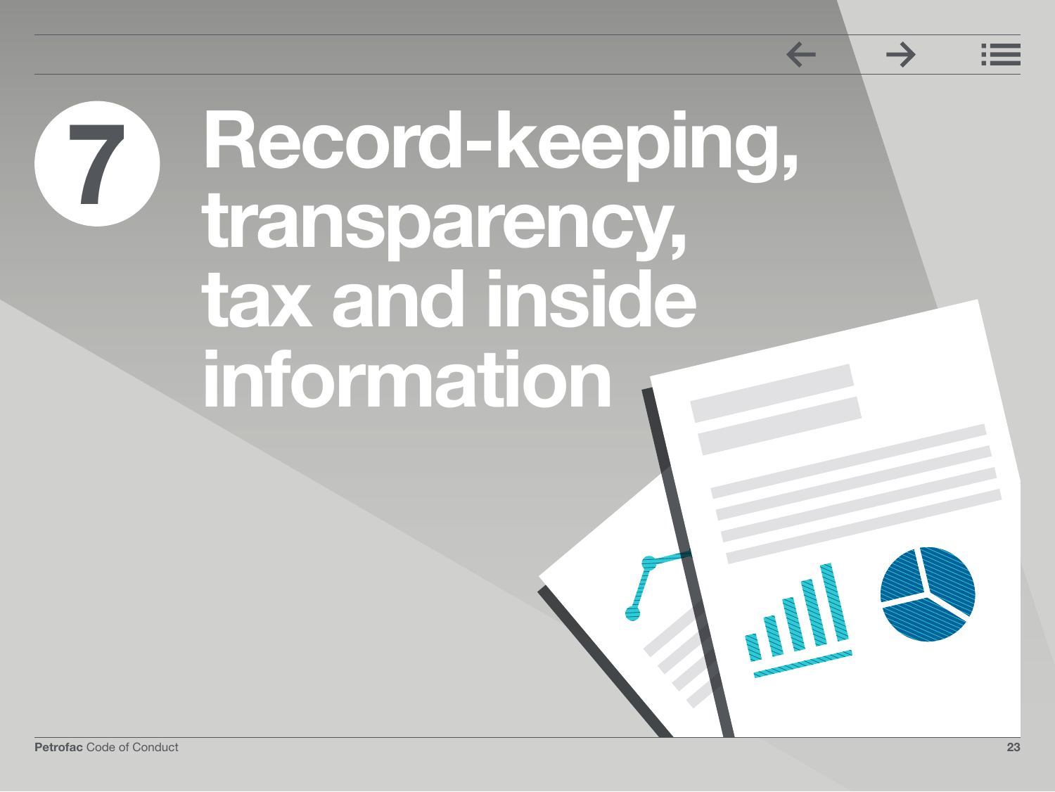# 7 Record-keeping, transparency, tax and inside information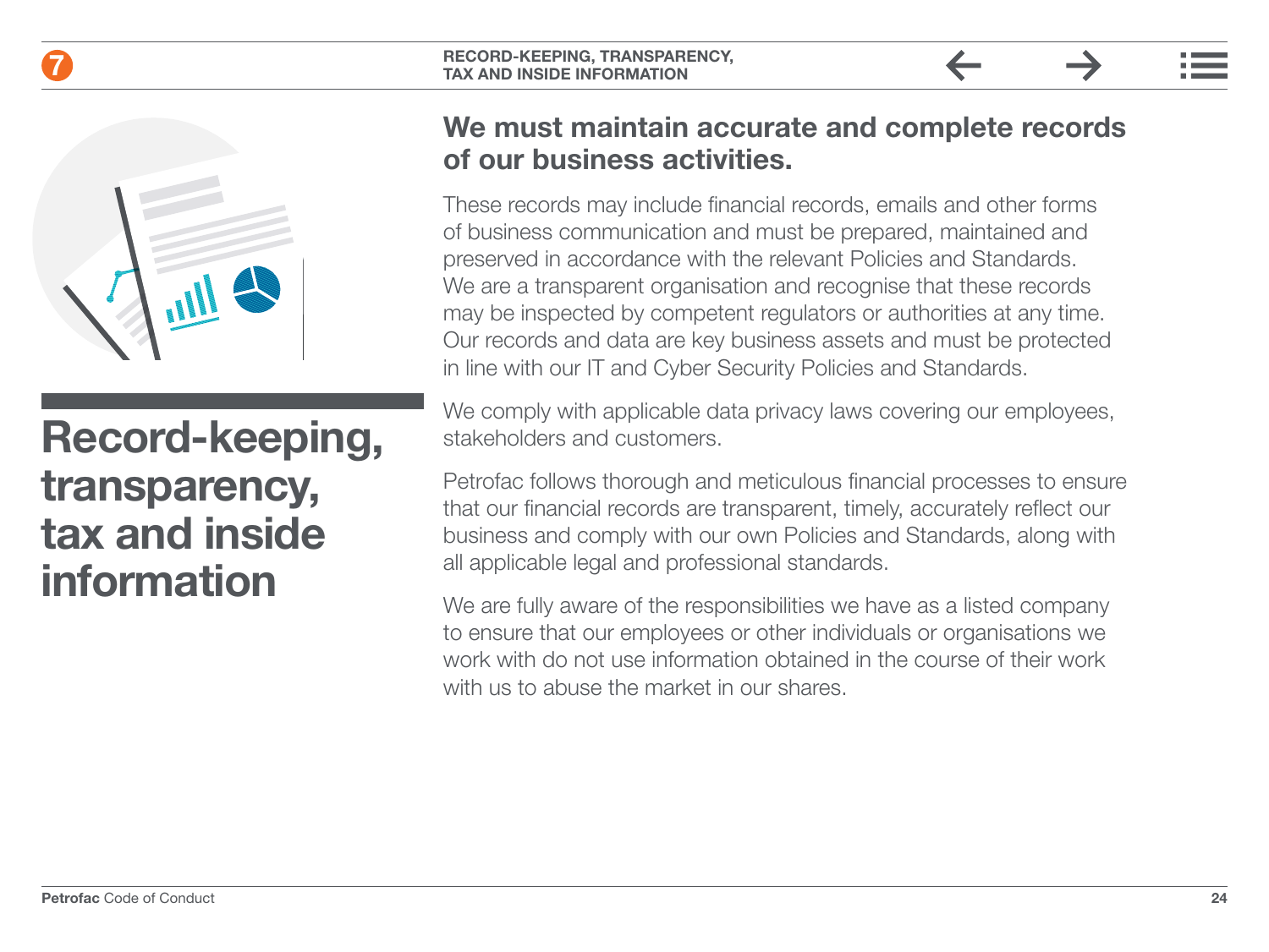# Record-keeping, transparency, tax and inside information

## We must maintain accurate and complete records of our business activities.

These records may include financial records, emails and other forms of business communication and must be prepared, maintained and preserved in accordance with the relevant Policies and Standards. We are a transparent organisation and recognise that these records may be inspected by competent regulators or authorities at any time. Our records and data are key business assets and must be protected in line with our IT and Cyber Security Policies and Standards.

We comply with applicable data privacy laws covering our employees, stakeholders and customers.

Petrofac follows thorough and meticulous financial processes to ensure that our financial records are transparent, timely, accurately reflect our business and comply with our own Policies and Standards, along with all applicable legal and professional standards.

We are fully aware of the responsibilities we have as a listed company to ensure that our employees or other individuals or organisations we work with do not use information obtained in the course of their work with us to abuse the market in our shares.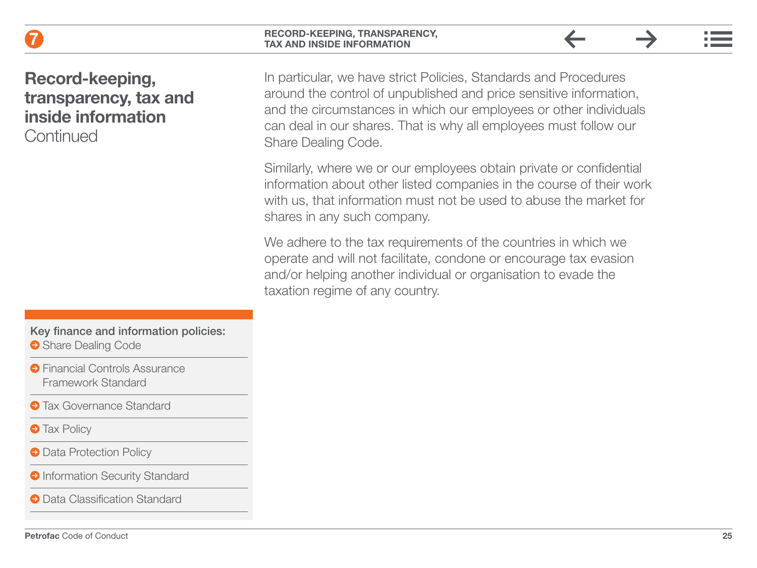# Record-keeping, transparency, tax and inside information
Continued

In particular, we have strict Policies, Standards and Procedures around the control of unpublished and price sensitive information, and the circumstances in which our employees or other individuals can deal in our shares. That is why all employees must follow our Share Dealing Code.

Similarly, where we or our employees obtain private or confidential information about other listed companies in the course of their work with us, that information must not be used to abuse the market for shares in any such company.

We adhere to the tax requirements of the countries in which we operate and will not facilitate, condone or encourage tax evasion and/or helping another individual or organisation to evade the taxation regime of any country.

**Key finance and information policies:**

- Share Dealing Code
- Financial Controls Assurance Framework Standard
- Tax Governance Standard
- Tax Policy
- Data Protection Policy
- Information Security Standard
- Data Classification Standard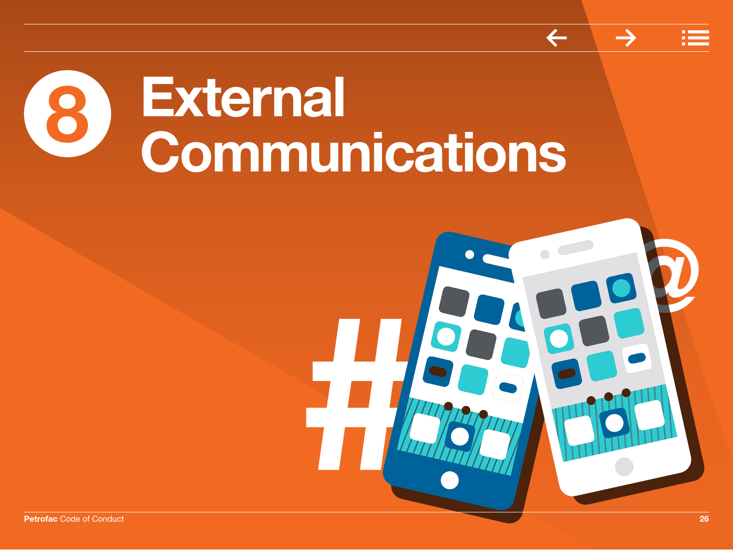# 8 External Communications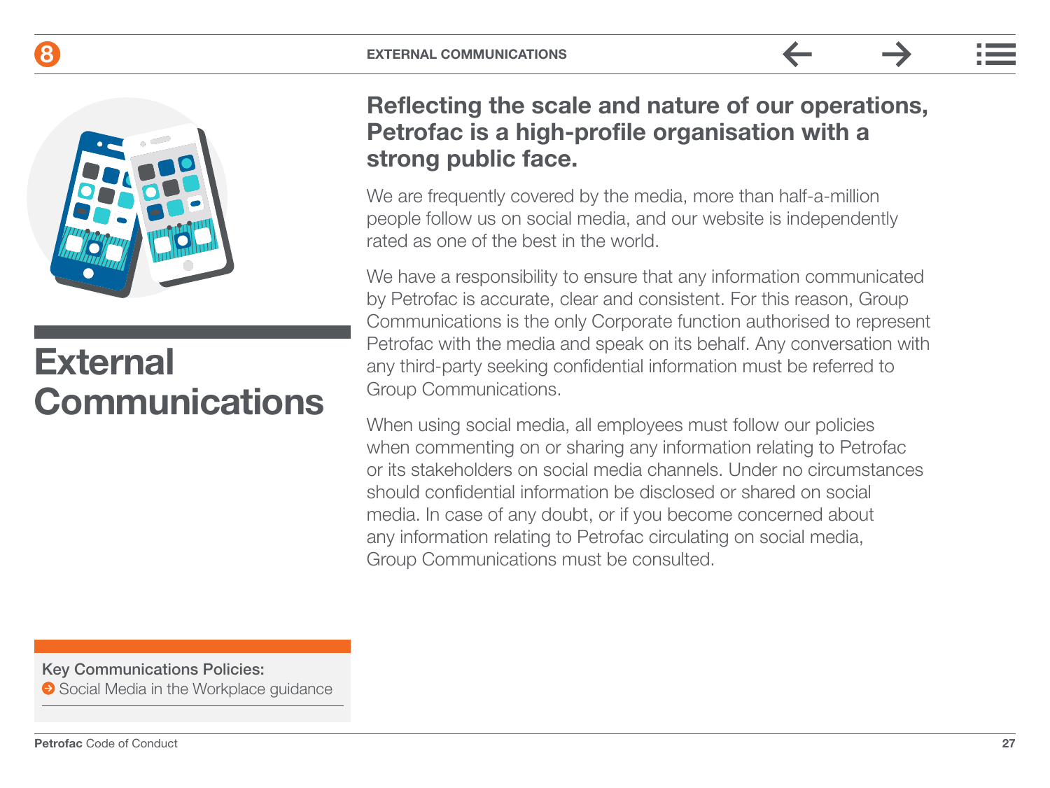# External Communications

## Reflecting the scale and nature of our operations, Petrofac is a high-profile organisation with a strong public face.

We are frequently covered by the media, more than half-a-million people follow us on social media, and our website is independently rated as one of the best in the world.

We have a responsibility to ensure that any information communicated by Petrofac is accurate, clear and consistent. For this reason, Group Communications is the only Corporate function authorised to represent Petrofac with the media and speak on its behalf. Any conversation with any third-party seeking confidential information must be referred to Group Communications.

When using social media, all employees must follow our policies when commenting on or sharing any information relating to Petrofac or its stakeholders on social media channels. Under no circumstances should confidential information be disclosed or shared on social media. In case of any doubt, or if you become concerned about any information relating to Petrofac circulating on social media, Group Communications must be consulted.

**Key Communications Policies:**

- Social Media in the Workplace guidance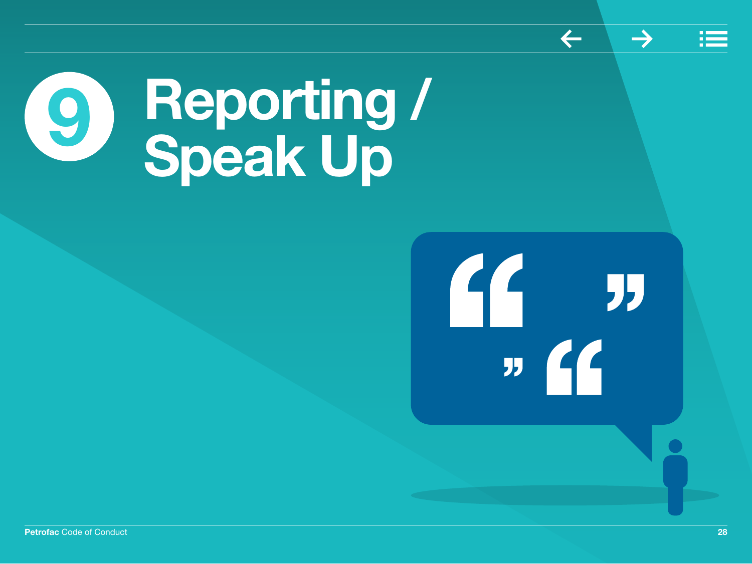# 9 Reporting / Speak Up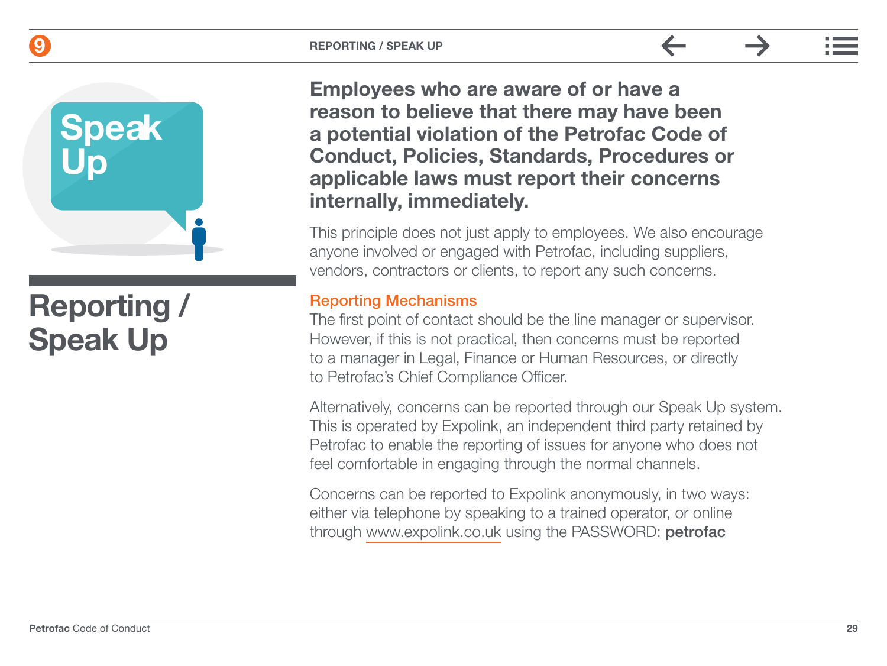# Reporting / Speak Up

**Employees who are aware of or have a reason to believe that there may have been a potential violation of the Petrofac Code of Conduct, Policies, Standards, Procedures or applicable laws must report their concerns internally, immediately.**

This principle does not just apply to employees. We also encourage anyone involved or engaged with Petrofac, including suppliers, vendors, contractors or clients, to report any such concerns.

## Reporting Mechanisms

The first point of contact should be the line manager or supervisor. However, if this is not practical, then concerns must be reported to a manager in Legal, Finance or Human Resources, or directly to Petrofac's Chief Compliance Officer.

Alternatively, concerns can be reported through our Speak Up system. This is operated by Expolink, an independent third party retained by Petrofac to enable the reporting of issues for anyone who does not feel comfortable in engaging through the normal channels.

Concerns can be reported to Expolink anonymously, in two ways: either via telephone by speaking to a trained operator, or online through www.expolink.co.uk using the PASSWORD: **petrofac**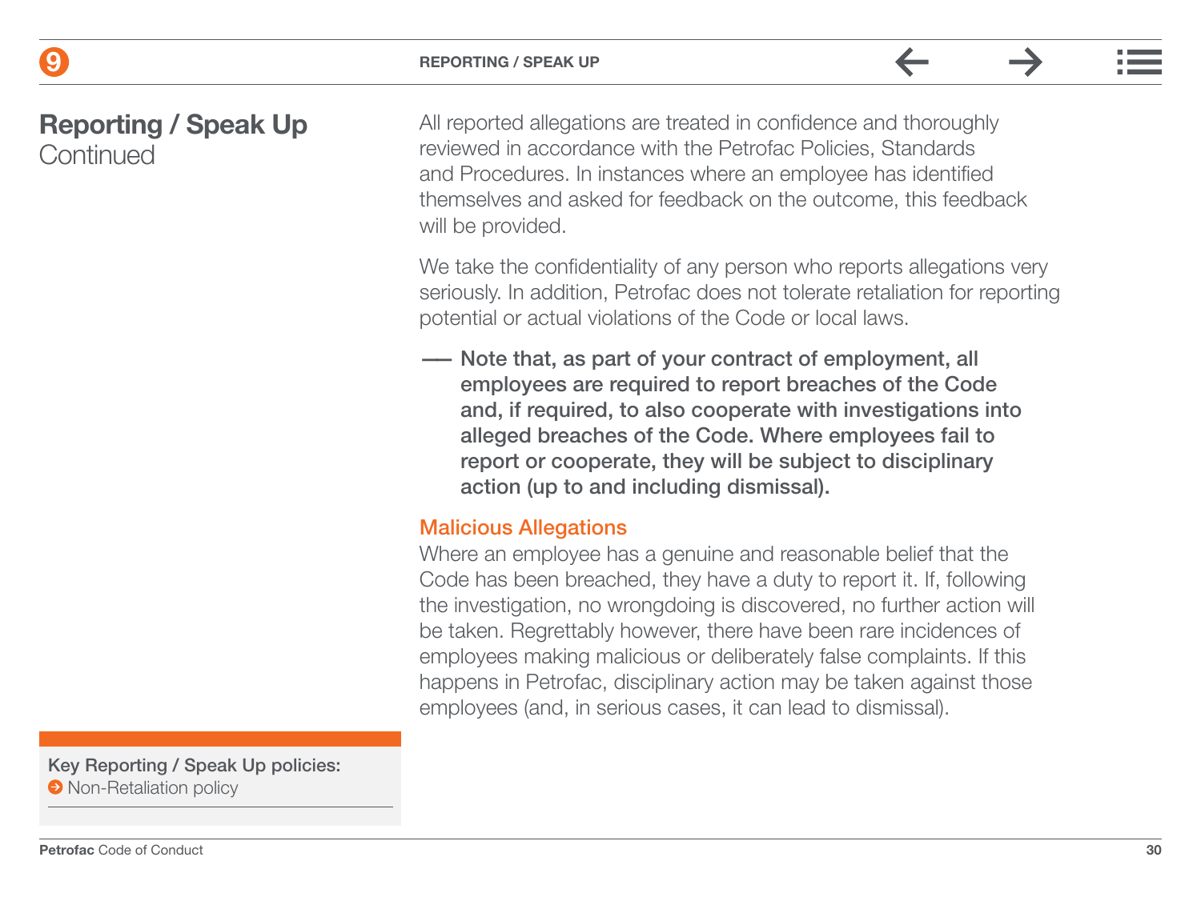## Reporting / Speak Up
Continued

All reported allegations are treated in confidence and thoroughly reviewed in accordance with the Petrofac Policies, Standards and Procedures. In instances where an employee has identified themselves and asked for feedback on the outcome, this feedback will be provided.

We take the confidentiality of any person who reports allegations very seriously. In addition, Petrofac does not tolerate retaliation for reporting potential or actual violations of the Code or local laws.

— **Note that, as part of your contract of employment, all employees are required to report breaches of the Code and, if required, to also cooperate with investigations into alleged breaches of the Code. Where employees fail to report or cooperate, they will be subject to disciplinary action (up to and including dismissal).**

### Malicious Allegations

Where an employee has a genuine and reasonable belief that the Code has been breached, they have a duty to report it. If, following the investigation, no wrongdoing is discovered, no further action will be taken. Regrettably however, there have been rare incidences of employees making malicious or deliberately false complaints. If this happens in Petrofac, disciplinary action may be taken against those employees (and, in serious cases, it can lead to dismissal).

**Key Reporting / Speak Up policies:**
- Non-Retaliation policy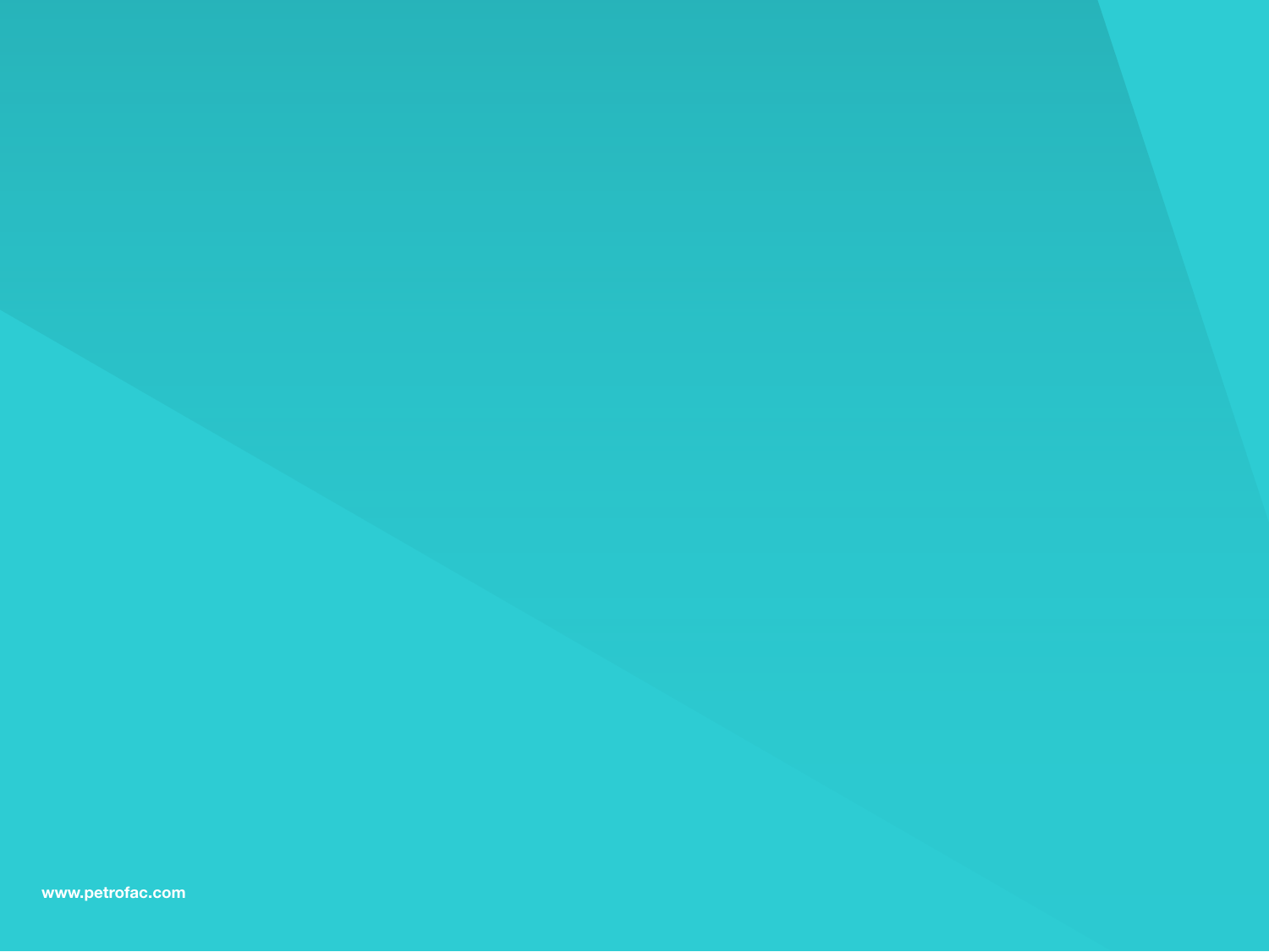www.petrofac.com